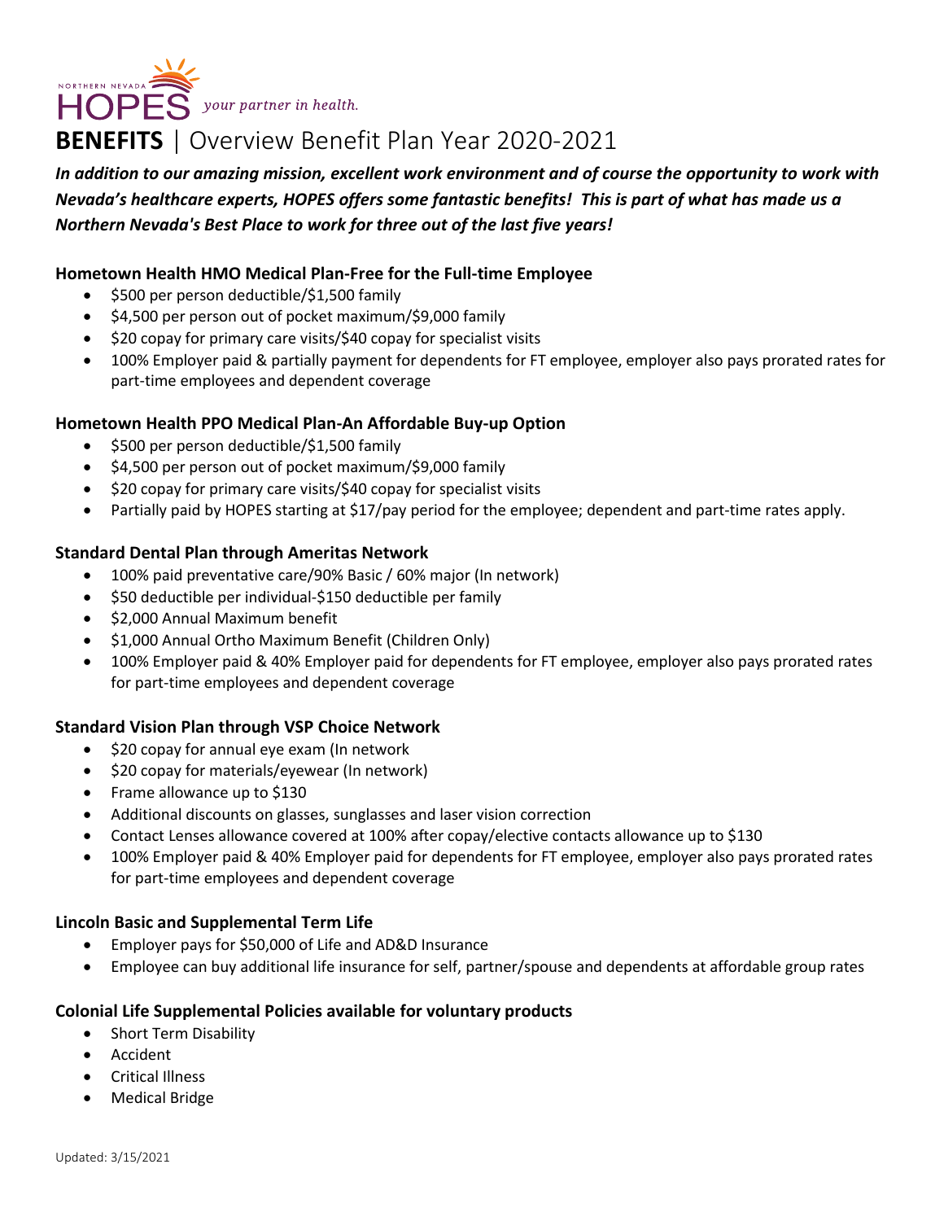NORTHERN NEVADA HOPES *your partner in health.*

# **BENEFITS** | Overview Benefit Plan Year 2020-2021

***In addition to our amazing mission, excellent work environment and of course the opportunity to work with Nevada's healthcare experts, HOPES offers some fantastic benefits! This is part of what has made us a Northern Nevada's Best Place to work for three out of the last five years!***

### Hometown Health HMO Medical Plan-Free for the Full-time Employee

- $500 per person deductible/$1,500 family
- $4,500 per person out of pocket maximum/$9,000 family
- $20 copay for primary care visits/$40 copay for specialist visits
- 100% Employer paid & partially payment for dependents for FT employee, employer also pays prorated rates for part-time employees and dependent coverage

### Hometown Health PPO Medical Plan-An Affordable Buy-up Option

- $500 per person deductible/$1,500 family
- $4,500 per person out of pocket maximum/$9,000 family
- $20 copay for primary care visits/$40 copay for specialist visits
- Partially paid by HOPES starting at $17/pay period for the employee; dependent and part-time rates apply.

### Standard Dental Plan through Ameritas Network

- 100% paid preventative care/90% Basic / 60% major (In network)
- $50 deductible per individual-$150 deductible per family
- $2,000 Annual Maximum benefit
- $1,000 Annual Ortho Maximum Benefit (Children Only)
- 100% Employer paid & 40% Employer paid for dependents for FT employee, employer also pays prorated rates for part-time employees and dependent coverage

### Standard Vision Plan through VSP Choice Network

- $20 copay for annual eye exam (In network
- $20 copay for materials/eyewear (In network)
- Frame allowance up to $130
- Additional discounts on glasses, sunglasses and laser vision correction
- Contact Lenses allowance covered at 100% after copay/elective contacts allowance up to $130
- 100% Employer paid & 40% Employer paid for dependents for FT employee, employer also pays prorated rates for part-time employees and dependent coverage

### Lincoln Basic and Supplemental Term Life

- Employer pays for $50,000 of Life and AD&D Insurance
- Employee can buy additional life insurance for self, partner/spouse and dependents at affordable group rates

### Colonial Life Supplemental Policies available for voluntary products

- Short Term Disability
- Accident
- Critical Illness
- Medical Bridge

Updated: 3/15/2021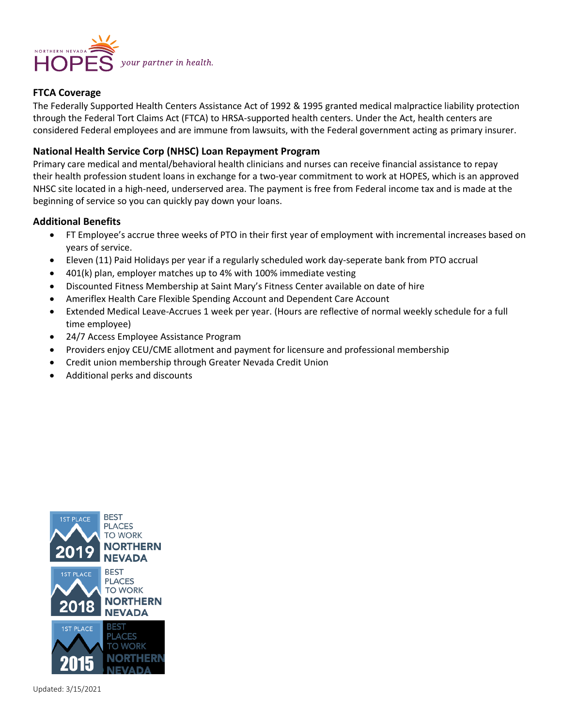NORTHERN NEVADA HOPES *your partner in health.*

### FTCA Coverage

The Federally Supported Health Centers Assistance Act of 1992 & 1995 granted medical malpractice liability protection through the Federal Tort Claims Act (FTCA) to HRSA-supported health centers. Under the Act, health centers are considered Federal employees and are immune from lawsuits, with the Federal government acting as primary insurer.

### National Health Service Corp (NHSC) Loan Repayment Program

Primary care medical and mental/behavioral health clinicians and nurses can receive financial assistance to repay their health profession student loans in exchange for a two-year commitment to work at HOPES, which is an approved NHSC site located in a high-need, underserved area. The payment is free from Federal income tax and is made at the beginning of service so you can quickly pay down your loans.

### Additional Benefits

- FT Employee's accrue three weeks of PTO in their first year of employment with incremental increases based on years of service.
- Eleven (11) Paid Holidays per year if a regularly scheduled work day-seperate bank from PTO accrual
- 401(k) plan, employer matches up to 4% with 100% immediate vesting
- Discounted Fitness Membership at Saint Mary's Fitness Center available on date of hire
- Ameriflex Health Care Flexible Spending Account and Dependent Care Account
- Extended Medical Leave-Accrues 1 week per year. (Hours are reflective of normal weekly schedule for a full time employee)
- 24/7 Access Employee Assistance Program
- Providers enjoy CEU/CME allotment and payment for licensure and professional membership
- Credit union membership through Greater Nevada Credit Union
- Additional perks and discounts

1ST PLACE 2019 BEST PLACES TO WORK NORTHERN NEVADA

1ST PLACE 2018 BEST PLACES TO WORK NORTHERN NEVADA

1ST PLACE 2015 BEST PLACES TO WORK NORTHERN NEVADA

Updated: 3/15/2021